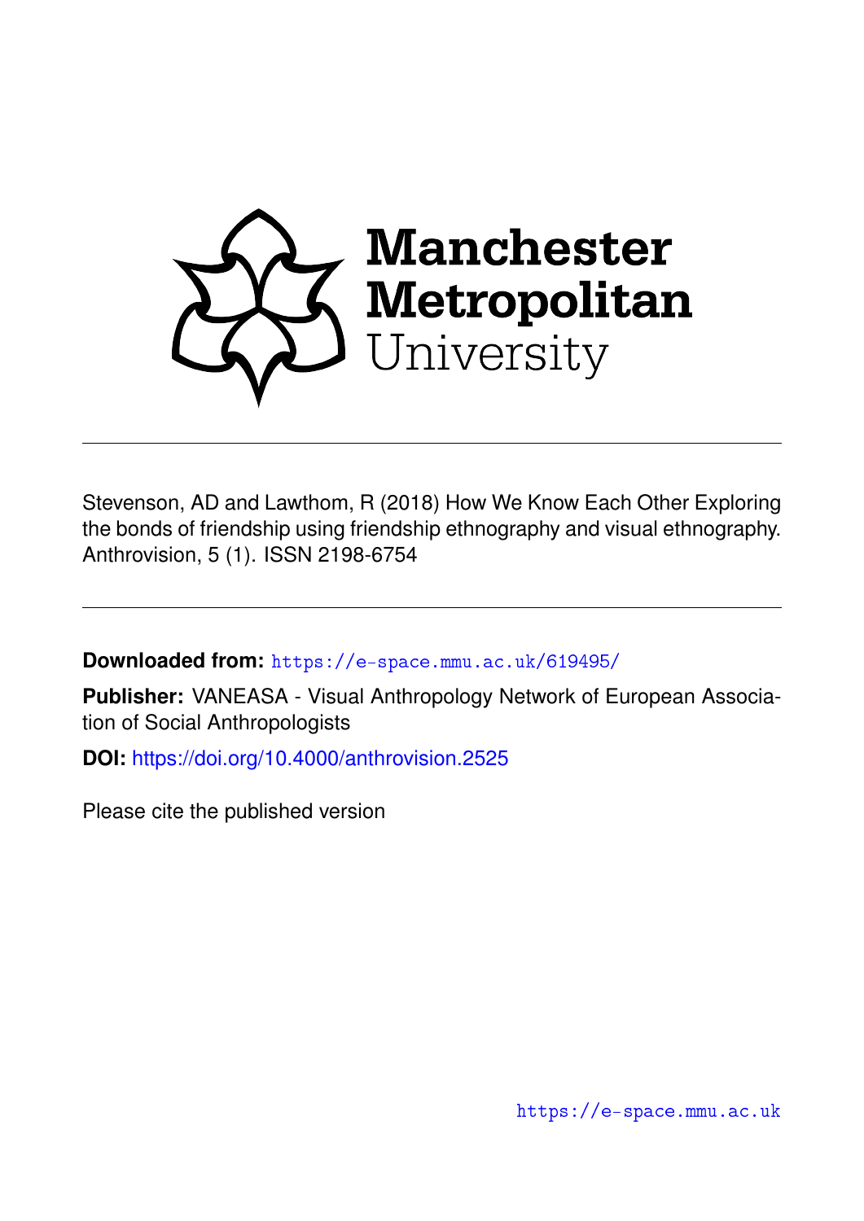Manchester Metropolitan University

---

Stevenson, AD and Lawthom, R (2018) How We Know Each Other Exploring the bonds of friendship using friendship ethnography and visual ethnography. Anthrovision, 5 (1). ISSN 2198-6754

---

**Downloaded from:** https://e-space.mmu.ac.uk/619495/

**Publisher:** VANEASA - Visual Anthropology Network of European Association of Social Anthropologists

**DOI:** https://doi.org/10.4000/anthrovision.2525

Please cite the published version

https://e-space.mmu.ac.uk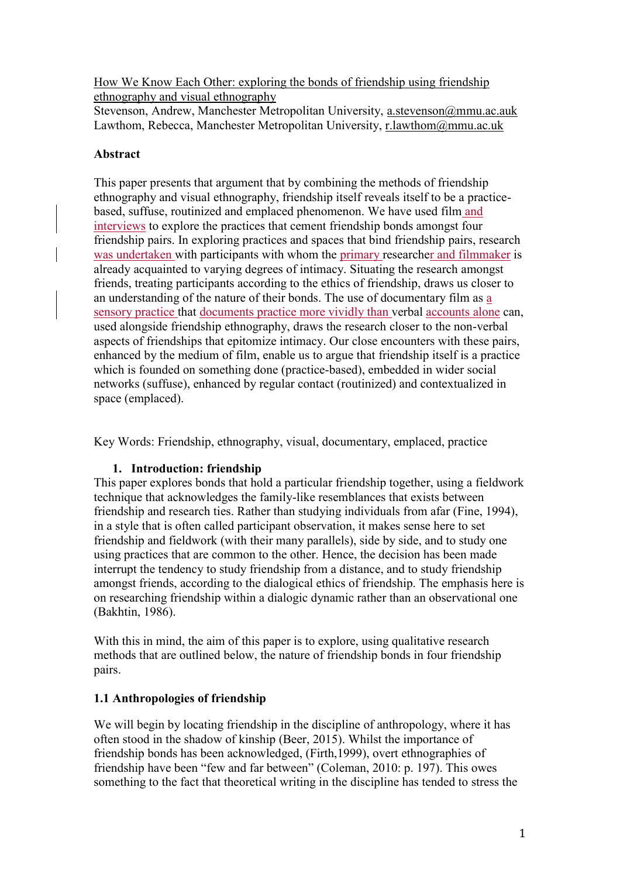How We Know Each Other: exploring the bonds of friendship using friendship ethnography and visual ethnography

Stevenson, Andrew, Manchester Metropolitan University, a.stevenson@mmu.ac.auk
Lawthom, Rebecca, Manchester Metropolitan University, r.lawthom@mmu.ac.uk

**Abstract**

This paper presents that argument that by combining the methods of friendship ethnography and visual ethnography, friendship itself reveals itself to be a practice-based, suffuse, routinized and emplaced phenomenon. We have used film and interviews to explore the practices that cement friendship bonds amongst four friendship pairs. In exploring practices and spaces that bind friendship pairs, research was undertaken with participants with whom the primary researcher and filmmaker is already acquainted to varying degrees of intimacy. Situating the research amongst friends, treating participants according to the ethics of friendship, draws us closer to an understanding of the nature of their bonds. The use of documentary film as a sensory practice that documents practice more vividly than verbal accounts alone can, used alongside friendship ethnography, draws the research closer to the non-verbal aspects of friendships that epitomize intimacy. Our close encounters with these pairs, enhanced by the medium of film, enable us to argue that friendship itself is a practice which is founded on something done (practice-based), embedded in wider social networks (suffuse), enhanced by regular contact (routinized) and contextualized in space (emplaced).

Key Words: Friendship, ethnography, visual, documentary, emplaced, practice

## 1. Introduction: friendship

This paper explores bonds that hold a particular friendship together, using a fieldwork technique that acknowledges the family-like resemblances that exists between friendship and research ties. Rather than studying individuals from afar (Fine, 1994), in a style that is often called participant observation, it makes sense here to set friendship and fieldwork (with their many parallels), side by side, and to study one using practices that are common to the other. Hence, the decision has been made interrupt the tendency to study friendship from a distance, and to study friendship amongst friends, according to the dialogical ethics of friendship. The emphasis here is on researching friendship within a dialogic dynamic rather than an observational one (Bakhtin, 1986).

With this in mind, the aim of this paper is to explore, using qualitative research methods that are outlined below, the nature of friendship bonds in four friendship pairs.

### 1.1 Anthropologies of friendship

We will begin by locating friendship in the discipline of anthropology, where it has often stood in the shadow of kinship (Beer, 2015). Whilst the importance of friendship bonds has been acknowledged, (Firth,1999), overt ethnographies of friendship have been "few and far between" (Coleman, 2010: p. 197). This owes something to the fact that theoretical writing in the discipline has tended to stress the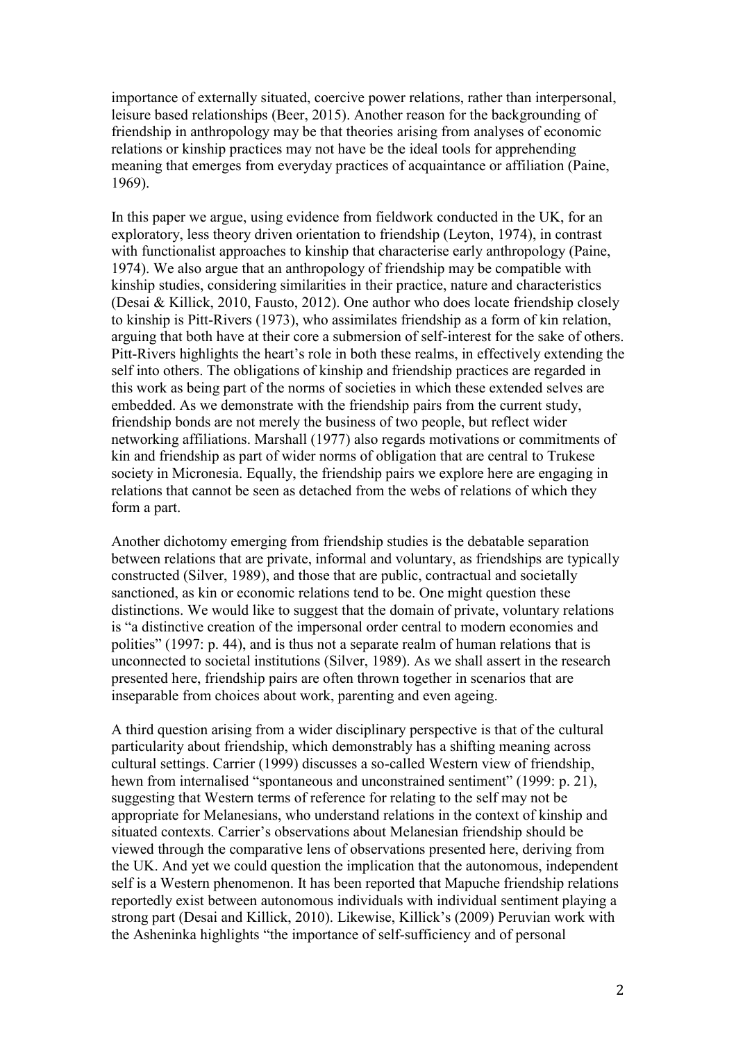importance of externally situated, coercive power relations, rather than interpersonal, leisure based relationships (Beer, 2015). Another reason for the backgrounding of friendship in anthropology may be that theories arising from analyses of economic relations or kinship practices may not have be the ideal tools for apprehending meaning that emerges from everyday practices of acquaintance or affiliation (Paine, 1969).

In this paper we argue, using evidence from fieldwork conducted in the UK, for an exploratory, less theory driven orientation to friendship (Leyton, 1974), in contrast with functionalist approaches to kinship that characterise early anthropology (Paine, 1974). We also argue that an anthropology of friendship may be compatible with kinship studies, considering similarities in their practice, nature and characteristics (Desai & Killick, 2010, Fausto, 2012). One author who does locate friendship closely to kinship is Pitt-Rivers (1973), who assimilates friendship as a form of kin relation, arguing that both have at their core a submersion of self-interest for the sake of others. Pitt-Rivers highlights the heart's role in both these realms, in effectively extending the self into others. The obligations of kinship and friendship practices are regarded in this work as being part of the norms of societies in which these extended selves are embedded. As we demonstrate with the friendship pairs from the current study, friendship bonds are not merely the business of two people, but reflect wider networking affiliations. Marshall (1977) also regards motivations or commitments of kin and friendship as part of wider norms of obligation that are central to Trukese society in Micronesia. Equally, the friendship pairs we explore here are engaging in relations that cannot be seen as detached from the webs of relations of which they form a part.

Another dichotomy emerging from friendship studies is the debatable separation between relations that are private, informal and voluntary, as friendships are typically constructed (Silver, 1989), and those that are public, contractual and societally sanctioned, as kin or economic relations tend to be. One might question these distinctions. We would like to suggest that the domain of private, voluntary relations is "a distinctive creation of the impersonal order central to modern economies and polities" (1997: p. 44), and is thus not a separate realm of human relations that is unconnected to societal institutions (Silver, 1989). As we shall assert in the research presented here, friendship pairs are often thrown together in scenarios that are inseparable from choices about work, parenting and even ageing.

A third question arising from a wider disciplinary perspective is that of the cultural particularity about friendship, which demonstrably has a shifting meaning across cultural settings. Carrier (1999) discusses a so-called Western view of friendship, hewn from internalised "spontaneous and unconstrained sentiment" (1999: p. 21), suggesting that Western terms of reference for relating to the self may not be appropriate for Melanesians, who understand relations in the context of kinship and situated contexts. Carrier's observations about Melanesian friendship should be viewed through the comparative lens of observations presented here, deriving from the UK. And yet we could question the implication that the autonomous, independent self is a Western phenomenon. It has been reported that Mapuche friendship relations reportedly exist between autonomous individuals with individual sentiment playing a strong part (Desai and Killick, 2010). Likewise, Killick's (2009) Peruvian work with the Asheninka highlights "the importance of self-sufficiency and of personal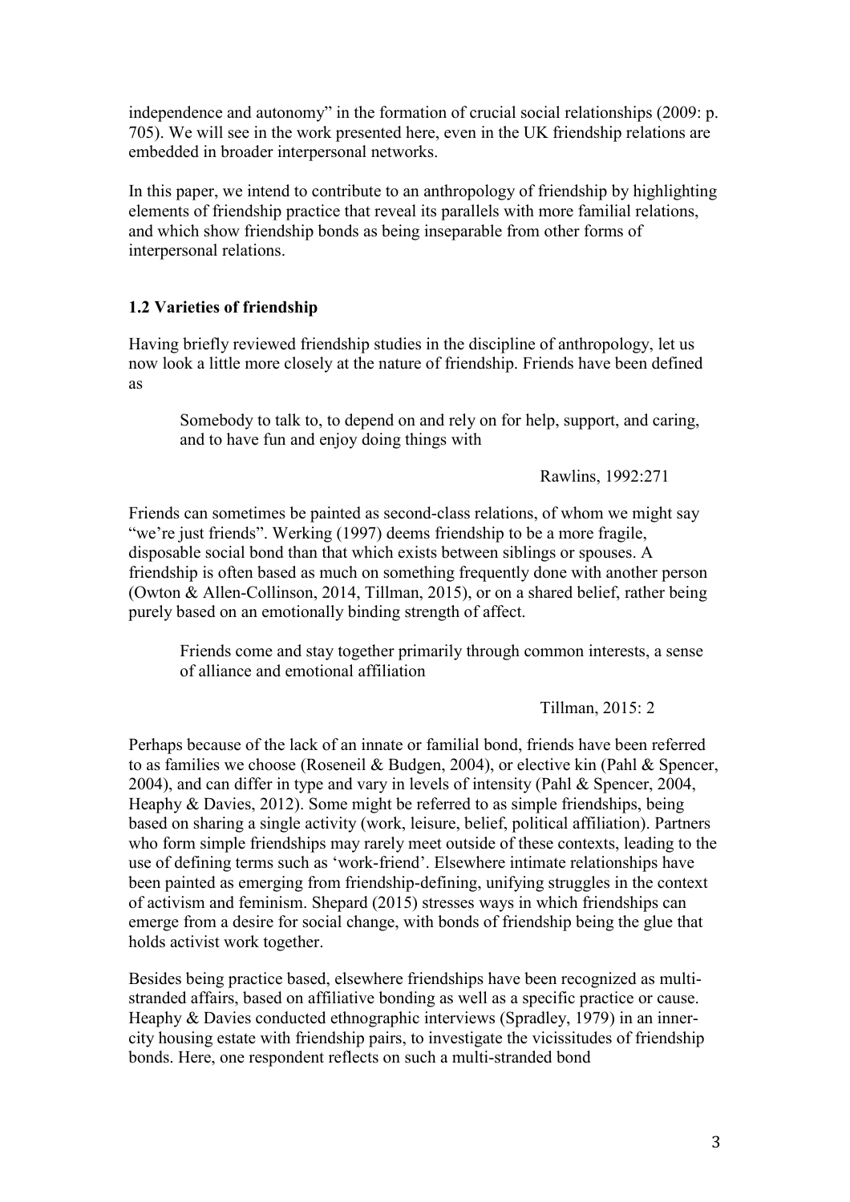independence and autonomy" in the formation of crucial social relationships (2009: p. 705). We will see in the work presented here, even in the UK friendship relations are embedded in broader interpersonal networks.

In this paper, we intend to contribute to an anthropology of friendship by highlighting elements of friendship practice that reveal its parallels with more familial relations, and which show friendship bonds as being inseparable from other forms of interpersonal relations.

### 1.2 Varieties of friendship

Having briefly reviewed friendship studies in the discipline of anthropology, let us now look a little more closely at the nature of friendship. Friends have been defined as

> Somebody to talk to, to depend on and rely on for help, support, and caring, and to have fun and enjoy doing things with
>
> Rawlins, 1992:271

Friends can sometimes be painted as second-class relations, of whom we might say "we're just friends". Werking (1997) deems friendship to be a more fragile, disposable social bond than that which exists between siblings or spouses. A friendship is often based as much on something frequently done with another person (Owton & Allen-Collinson, 2014, Tillman, 2015), or on a shared belief, rather being purely based on an emotionally binding strength of affect.

> Friends come and stay together primarily through common interests, a sense of alliance and emotional affiliation
>
> Tillman, 2015: 2

Perhaps because of the lack of an innate or familial bond, friends have been referred to as families we choose (Roseneil & Budgen, 2004), or elective kin (Pahl & Spencer, 2004), and can differ in type and vary in levels of intensity (Pahl & Spencer, 2004, Heaphy & Davies, 2012). Some might be referred to as simple friendships, being based on sharing a single activity (work, leisure, belief, political affiliation). Partners who form simple friendships may rarely meet outside of these contexts, leading to the use of defining terms such as 'work-friend'. Elsewhere intimate relationships have been painted as emerging from friendship-defining, unifying struggles in the context of activism and feminism. Shepard (2015) stresses ways in which friendships can emerge from a desire for social change, with bonds of friendship being the glue that holds activist work together.

Besides being practice based, elsewhere friendships have been recognized as multi-stranded affairs, based on affiliative bonding as well as a specific practice or cause. Heaphy & Davies conducted ethnographic interviews (Spradley, 1979) in an inner-city housing estate with friendship pairs, to investigate the vicissitudes of friendship bonds. Here, one respondent reflects on such a multi-stranded bond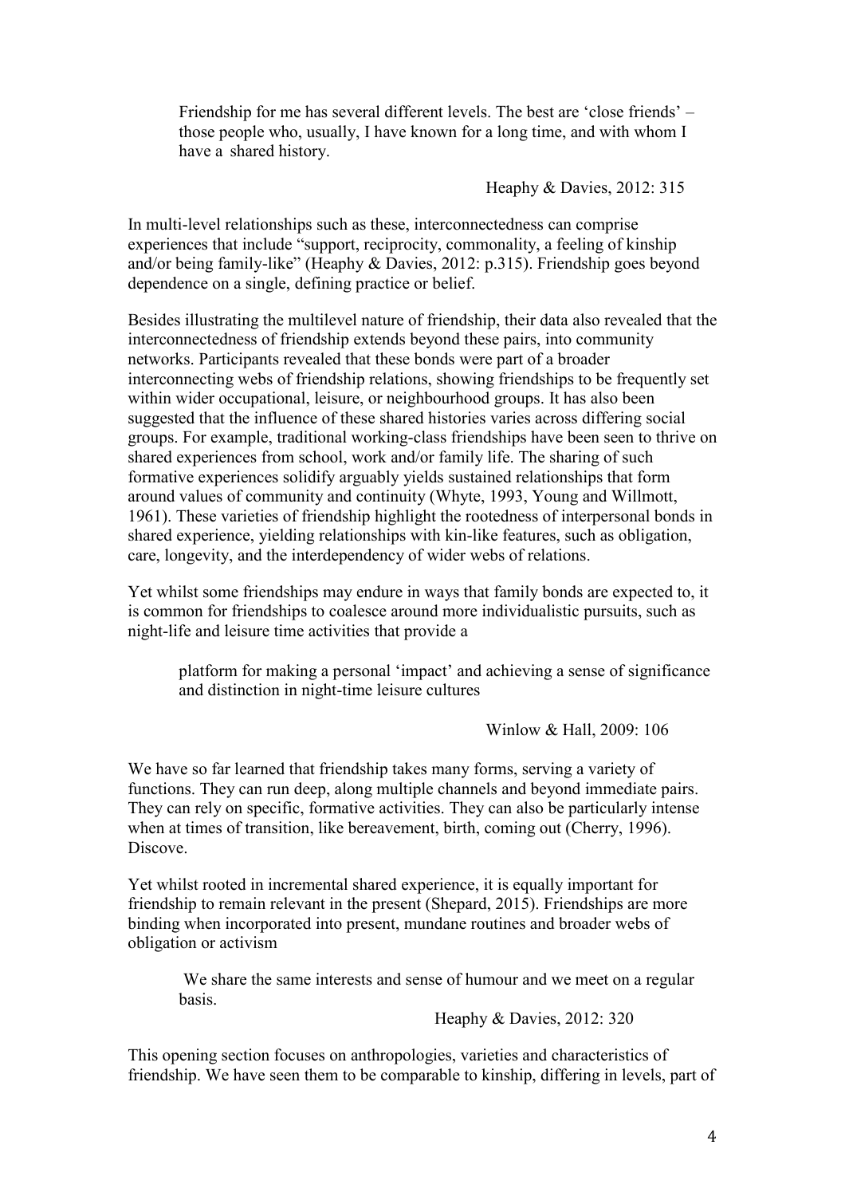> Friendship for me has several different levels. The best are 'close friends' – those people who, usually, I have known for a long time, and with whom I have a shared history.
>
> Heaphy & Davies, 2012: 315

In multi-level relationships such as these, interconnectedness can comprise experiences that include "support, reciprocity, commonality, a feeling of kinship and/or being family-like" (Heaphy & Davies, 2012: p.315). Friendship goes beyond dependence on a single, defining practice or belief.

Besides illustrating the multilevel nature of friendship, their data also revealed that the interconnectedness of friendship extends beyond these pairs, into community networks. Participants revealed that these bonds were part of a broader interconnecting webs of friendship relations, showing friendships to be frequently set within wider occupational, leisure, or neighbourhood groups. It has also been suggested that the influence of these shared histories varies across differing social groups. For example, traditional working-class friendships have been seen to thrive on shared experiences from school, work and/or family life. The sharing of such formative experiences solidify arguably yields sustained relationships that form around values of community and continuity (Whyte, 1993, Young and Willmott, 1961). These varieties of friendship highlight the rootedness of interpersonal bonds in shared experience, yielding relationships with kin-like features, such as obligation, care, longevity, and the interdependency of wider webs of relations.

Yet whilst some friendships may endure in ways that family bonds are expected to, it is common for friendships to coalesce around more individualistic pursuits, such as night-life and leisure time activities that provide a

> platform for making a personal 'impact' and achieving a sense of significance and distinction in night-time leisure cultures
>
> Winlow & Hall, 2009: 106

We have so far learned that friendship takes many forms, serving a variety of functions. They can run deep, along multiple channels and beyond immediate pairs. They can rely on specific, formative activities. They can also be particularly intense when at times of transition, like bereavement, birth, coming out (Cherry, 1996). Discove.

Yet whilst rooted in incremental shared experience, it is equally important for friendship to remain relevant in the present (Shepard, 2015). Friendships are more binding when incorporated into present, mundane routines and broader webs of obligation or activism

> We share the same interests and sense of humour and we meet on a regular basis.
>
> Heaphy & Davies, 2012: 320

This opening section focuses on anthropologies, varieties and characteristics of friendship. We have seen them to be comparable to kinship, differing in levels, part of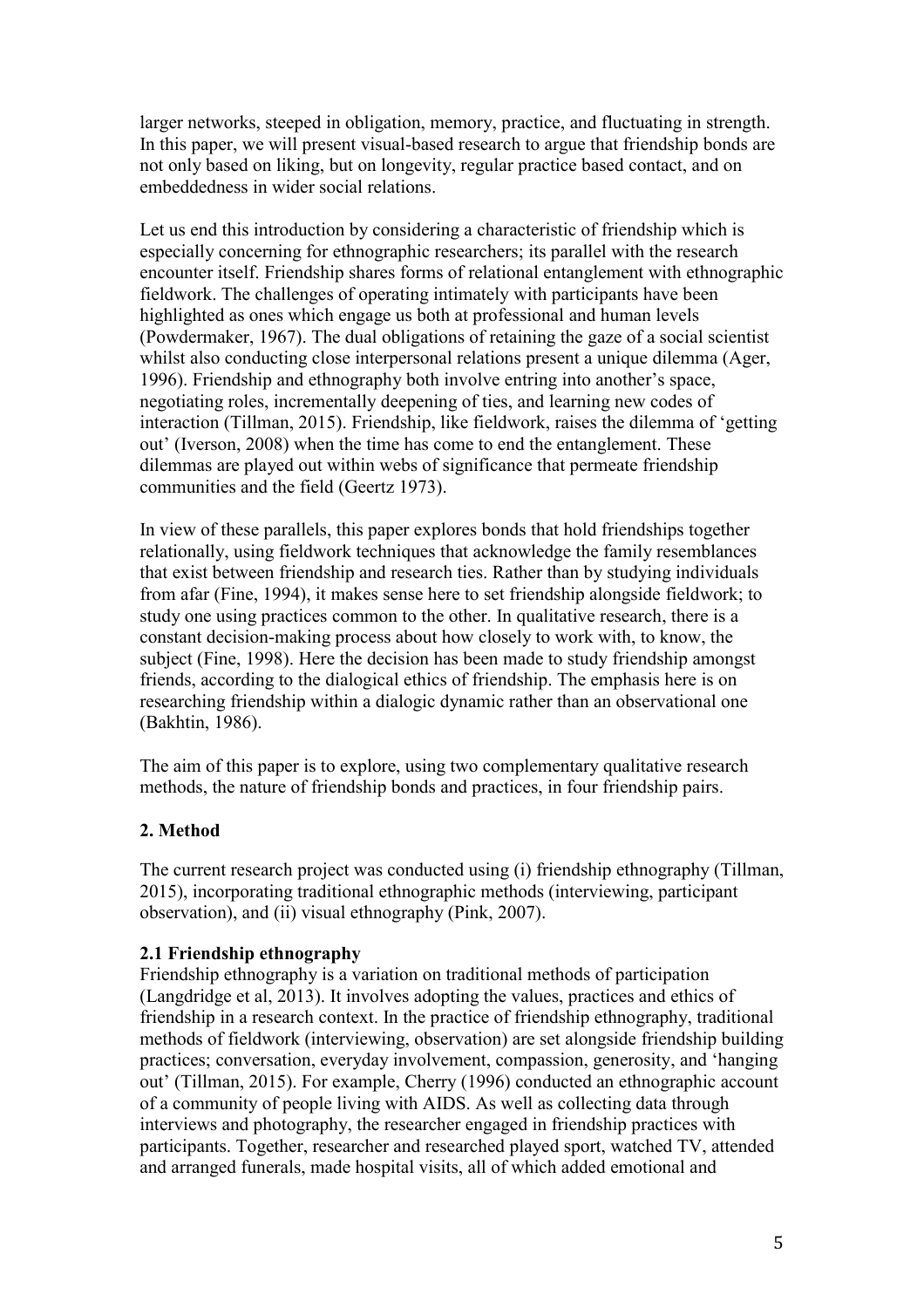larger networks, steeped in obligation, memory, practice, and fluctuating in strength. In this paper, we will present visual-based research to argue that friendship bonds are not only based on liking, but on longevity, regular practice based contact, and on embeddedness in wider social relations.

Let us end this introduction by considering a characteristic of friendship which is especially concerning for ethnographic researchers; its parallel with the research encounter itself. Friendship shares forms of relational entanglement with ethnographic fieldwork. The challenges of operating intimately with participants have been highlighted as ones which engage us both at professional and human levels (Powdermaker, 1967). The dual obligations of retaining the gaze of a social scientist whilst also conducting close interpersonal relations present a unique dilemma (Ager, 1996). Friendship and ethnography both involve entring into another's space, negotiating roles, incrementally deepening of ties, and learning new codes of interaction (Tillman, 2015). Friendship, like fieldwork, raises the dilemma of 'getting out' (Iverson, 2008) when the time has come to end the entanglement. These dilemmas are played out within webs of significance that permeate friendship communities and the field (Geertz 1973).

In view of these parallels, this paper explores bonds that hold friendships together relationally, using fieldwork techniques that acknowledge the family resemblances that exist between friendship and research ties. Rather than by studying individuals from afar (Fine, 1994), it makes sense here to set friendship alongside fieldwork; to study one using practices common to the other. In qualitative research, there is a constant decision-making process about how closely to work with, to know, the subject (Fine, 1998). Here the decision has been made to study friendship amongst friends, according to the dialogical ethics of friendship. The emphasis here is on researching friendship within a dialogic dynamic rather than an observational one (Bakhtin, 1986).

The aim of this paper is to explore, using two complementary qualitative research methods, the nature of friendship bonds and practices, in four friendship pairs.

## 2. Method

The current research project was conducted using (i) friendship ethnography (Tillman, 2015), incorporating traditional ethnographic methods (interviewing, participant observation), and (ii) visual ethnography (Pink, 2007).

### 2.1 Friendship ethnography

Friendship ethnography is a variation on traditional methods of participation (Langdridge et al, 2013). It involves adopting the values, practices and ethics of friendship in a research context. In the practice of friendship ethnography, traditional methods of fieldwork (interviewing, observation) are set alongside friendship building practices; conversation, everyday involvement, compassion, generosity, and 'hanging out' (Tillman, 2015). For example, Cherry (1996) conducted an ethnographic account of a community of people living with AIDS. As well as collecting data through interviews and photography, the researcher engaged in friendship practices with participants. Together, researcher and researched played sport, watched TV, attended and arranged funerals, made hospital visits, all of which added emotional and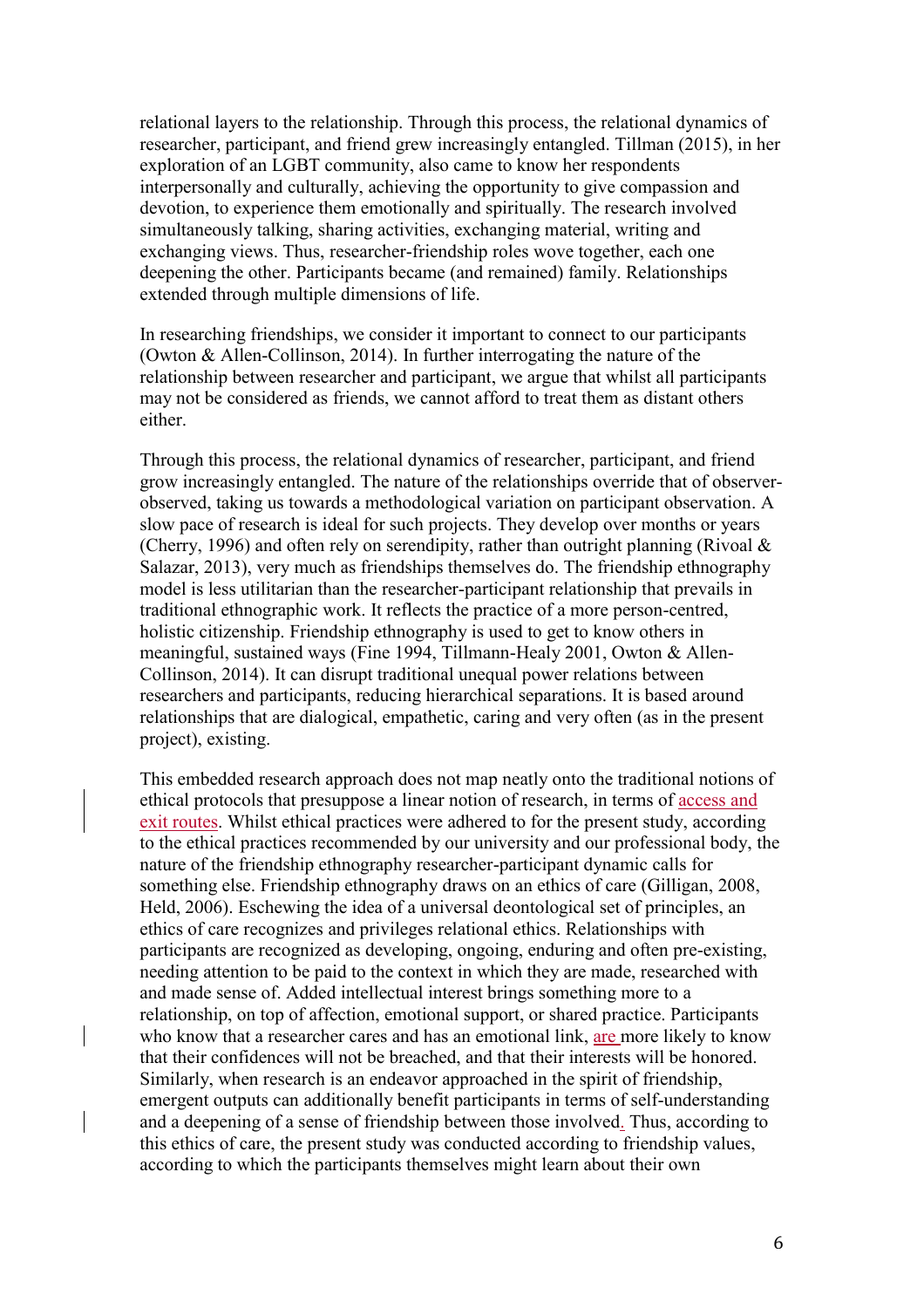relational layers to the relationship. Through this process, the relational dynamics of researcher, participant, and friend grew increasingly entangled. Tillman (2015), in her exploration of an LGBT community, also came to know her respondents interpersonally and culturally, achieving the opportunity to give compassion and devotion, to experience them emotionally and spiritually. The research involved simultaneously talking, sharing activities, exchanging material, writing and exchanging views. Thus, researcher-friendship roles wove together, each one deepening the other. Participants became (and remained) family. Relationships extended through multiple dimensions of life.

In researching friendships, we consider it important to connect to our participants (Owton & Allen-Collinson, 2014). In further interrogating the nature of the relationship between researcher and participant, we argue that whilst all participants may not be considered as friends, we cannot afford to treat them as distant others either.

Through this process, the relational dynamics of researcher, participant, and friend grow increasingly entangled. The nature of the relationships override that of observer-observed, taking us towards a methodological variation on participant observation. A slow pace of research is ideal for such projects. They develop over months or years (Cherry, 1996) and often rely on serendipity, rather than outright planning (Rivoal & Salazar, 2013), very much as friendships themselves do. The friendship ethnography model is less utilitarian than the researcher-participant relationship that prevails in traditional ethnographic work. It reflects the practice of a more person-centred, holistic citizenship. Friendship ethnography is used to get to know others in meaningful, sustained ways (Fine 1994, Tillmann-Healy 2001, Owton & Allen-Collinson, 2014). It can disrupt traditional unequal power relations between researchers and participants, reducing hierarchical separations. It is based around relationships that are dialogical, empathetic, caring and very often (as in the present project), existing.

This embedded research approach does not map neatly onto the traditional notions of ethical protocols that presuppose a linear notion of research, in terms of access and exit routes. Whilst ethical practices were adhered to for the present study, according to the ethical practices recommended by our university and our professional body, the nature of the friendship ethnography researcher-participant dynamic calls for something else. Friendship ethnography draws on an ethics of care (Gilligan, 2008, Held, 2006). Eschewing the idea of a universal deontological set of principles, an ethics of care recognizes and privileges relational ethics. Relationships with participants are recognized as developing, ongoing, enduring and often pre-existing, needing attention to be paid to the context in which they are made, researched with and made sense of. Added intellectual interest brings something more to a relationship, on top of affection, emotional support, or shared practice. Participants who know that a researcher cares and has an emotional link, are more likely to know that their confidences will not be breached, and that their interests will be honored. Similarly, when research is an endeavor approached in the spirit of friendship, emergent outputs can additionally benefit participants in terms of self-understanding and a deepening of a sense of friendship between those involved. Thus, according to this ethics of care, the present study was conducted according to friendship values, according to which the participants themselves might learn about their own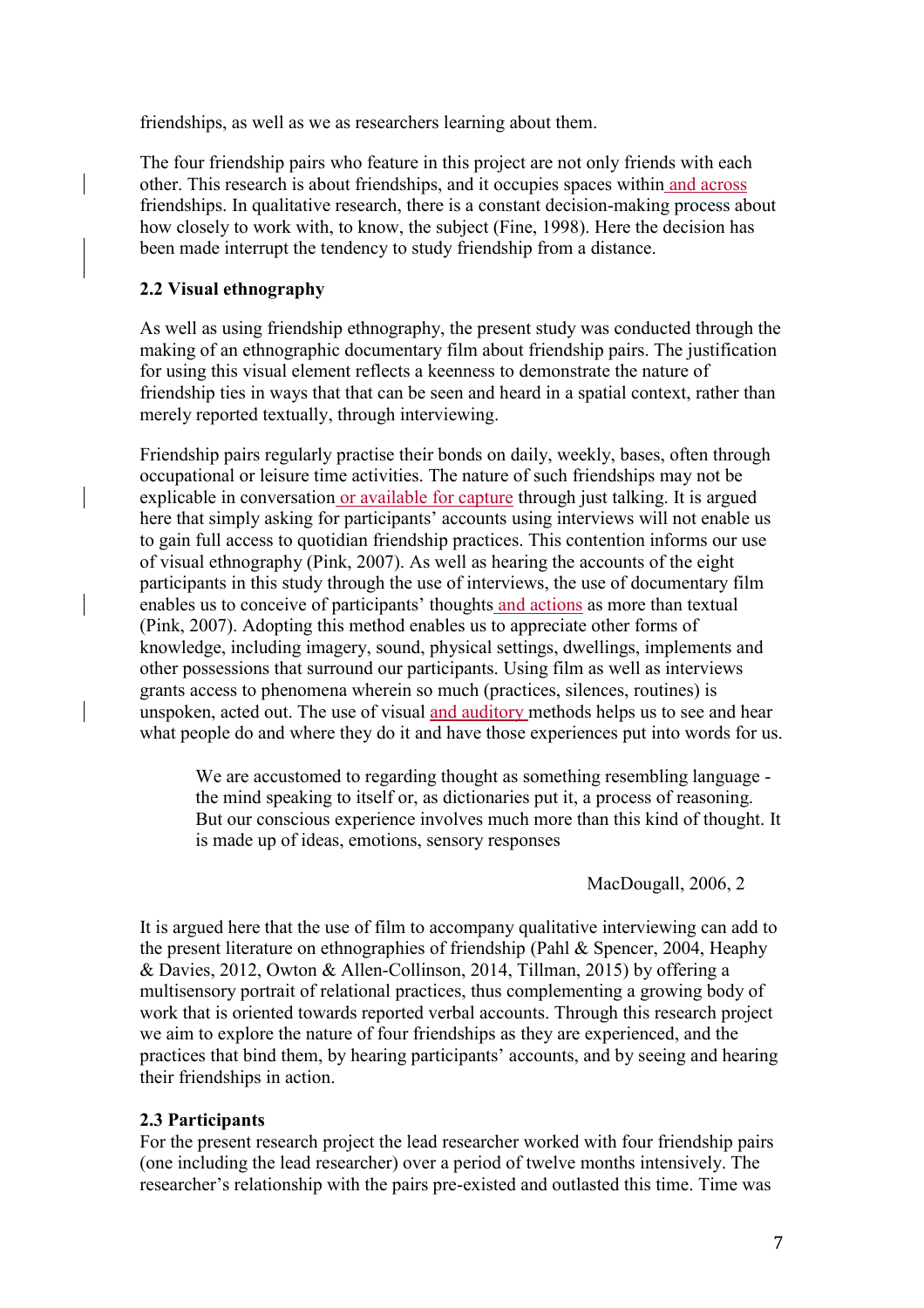friendships, as well as we as researchers learning about them.

The four friendship pairs who feature in this project are not only friends with each other. This research is about friendships, and it occupies spaces within and across friendships. In qualitative research, there is a constant decision-making process about how closely to work with, to know, the subject (Fine, 1998). Here the decision has been made interrupt the tendency to study friendship from a distance.

### 2.2 Visual ethnography

As well as using friendship ethnography, the present study was conducted through the making of an ethnographic documentary film about friendship pairs. The justification for using this visual element reflects a keenness to demonstrate the nature of friendship ties in ways that that can be seen and heard in a spatial context, rather than merely reported textually, through interviewing.

Friendship pairs regularly practise their bonds on daily, weekly, bases, often through occupational or leisure time activities. The nature of such friendships may not be explicable in conversation or available for capture through just talking. It is argued here that simply asking for participants' accounts using interviews will not enable us to gain full access to quotidian friendship practices. This contention informs our use of visual ethnography (Pink, 2007). As well as hearing the accounts of the eight participants in this study through the use of interviews, the use of documentary film enables us to conceive of participants' thoughts and actions as more than textual (Pink, 2007). Adopting this method enables us to appreciate other forms of knowledge, including imagery, sound, physical settings, dwellings, implements and other possessions that surround our participants. Using film as well as interviews grants access to phenomena wherein so much (practices, silences, routines) is unspoken, acted out. The use of visual and auditory methods helps us to see and hear what people do and where they do it and have those experiences put into words for us.

> We are accustomed to regarding thought as something resembling language - the mind speaking to itself or, as dictionaries put it, a process of reasoning. But our conscious experience involves much more than this kind of thought. It is made up of ideas, emotions, sensory responses
>
> MacDougall, 2006, 2

It is argued here that the use of film to accompany qualitative interviewing can add to the present literature on ethnographies of friendship (Pahl & Spencer, 2004, Heaphy & Davies, 2012, Owton & Allen-Collinson, 2014, Tillman, 2015) by offering a multisensory portrait of relational practices, thus complementing a growing body of work that is oriented towards reported verbal accounts. Through this research project we aim to explore the nature of four friendships as they are experienced, and the practices that bind them, by hearing participants' accounts, and by seeing and hearing their friendships in action.

### 2.3 Participants

For the present research project the lead researcher worked with four friendship pairs (one including the lead researcher) over a period of twelve months intensively. The researcher's relationship with the pairs pre-existed and outlasted this time. Time was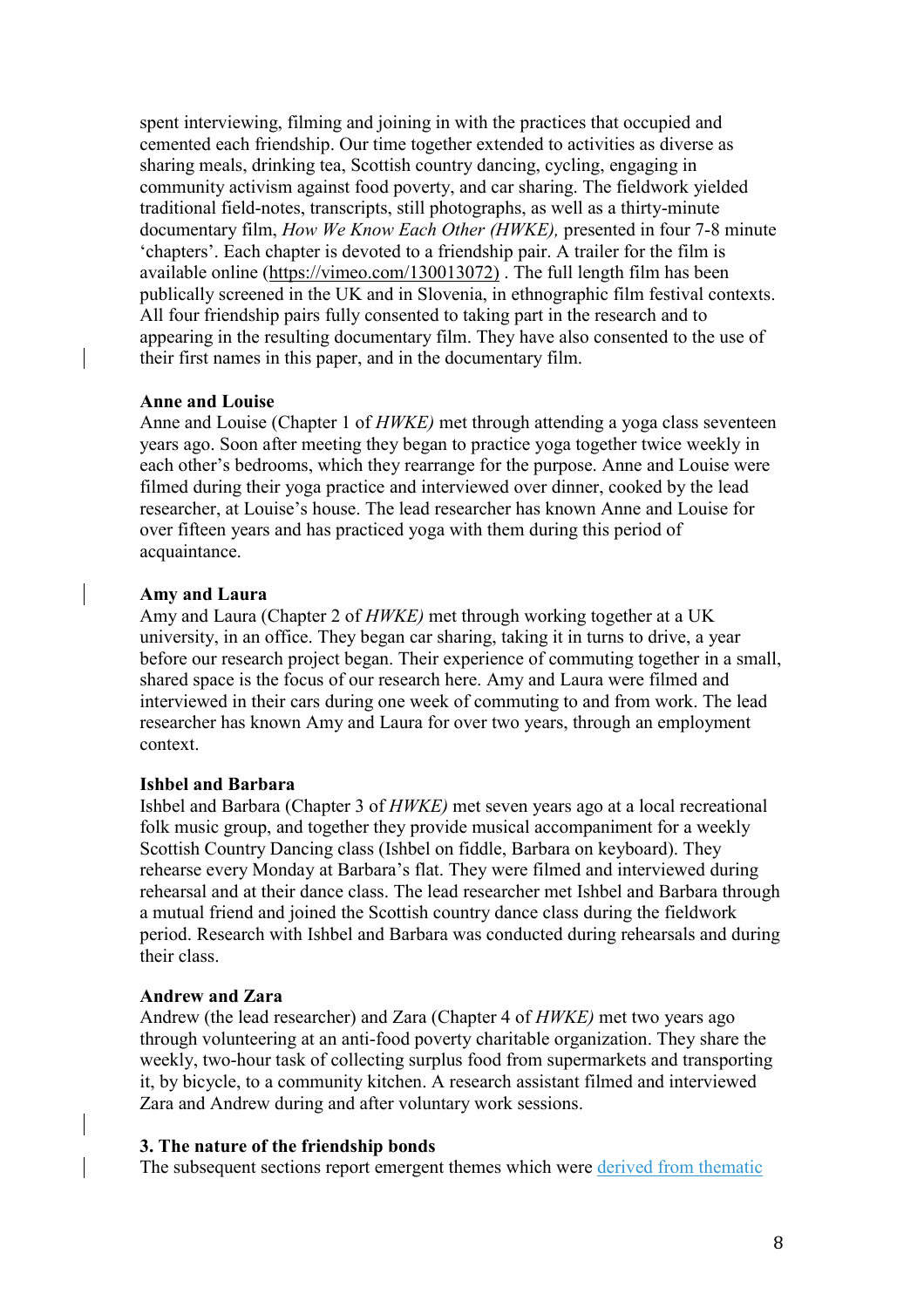spent interviewing, filming and joining in with the practices that occupied and cemented each friendship. Our time together extended to activities as diverse as sharing meals, drinking tea, Scottish country dancing, cycling, engaging in community activism against food poverty, and car sharing. The fieldwork yielded traditional field-notes, transcripts, still photographs, as well as a thirty-minute documentary film, *How We Know Each Other (HWKE),* presented in four 7-8 minute 'chapters'. Each chapter is devoted to a friendship pair. A trailer for the film is available online (https://vimeo.com/130013072) . The full length film has been publically screened in the UK and in Slovenia, in ethnographic film festival contexts. All four friendship pairs fully consented to taking part in the research and to appearing in the resulting documentary film. They have also consented to the use of their first names in this paper, and in the documentary film.

**Anne and Louise**

Anne and Louise (Chapter 1 of *HWKE)* met through attending a yoga class seventeen years ago. Soon after meeting they began to practice yoga together twice weekly in each other's bedrooms, which they rearrange for the purpose. Anne and Louise were filmed during their yoga practice and interviewed over dinner, cooked by the lead researcher, at Louise's house. The lead researcher has known Anne and Louise for over fifteen years and has practiced yoga with them during this period of acquaintance.

**Amy and Laura**

Amy and Laura (Chapter 2 of *HWKE)* met through working together at a UK university, in an office. They began car sharing, taking it in turns to drive, a year before our research project began. Their experience of commuting together in a small, shared space is the focus of our research here. Amy and Laura were filmed and interviewed in their cars during one week of commuting to and from work. The lead researcher has known Amy and Laura for over two years, through an employment context.

**Ishbel and Barbara**

Ishbel and Barbara (Chapter 3 of *HWKE)* met seven years ago at a local recreational folk music group, and together they provide musical accompaniment for a weekly Scottish Country Dancing class (Ishbel on fiddle, Barbara on keyboard). They rehearse every Monday at Barbara's flat. They were filmed and interviewed during rehearsal and at their dance class. The lead researcher met Ishbel and Barbara through a mutual friend and joined the Scottish country dance class during the fieldwork period. Research with Ishbel and Barbara was conducted during rehearsals and during their class.

**Andrew and Zara**

Andrew (the lead researcher) and Zara (Chapter 4 of *HWKE)* met two years ago through volunteering at an anti-food poverty charitable organization. They share the weekly, two-hour task of collecting surplus food from supermarkets and transporting it, by bicycle, to a community kitchen. A research assistant filmed and interviewed Zara and Andrew during and after voluntary work sessions.

## 3. The nature of the friendship bonds

The subsequent sections report emergent themes which were derived from thematic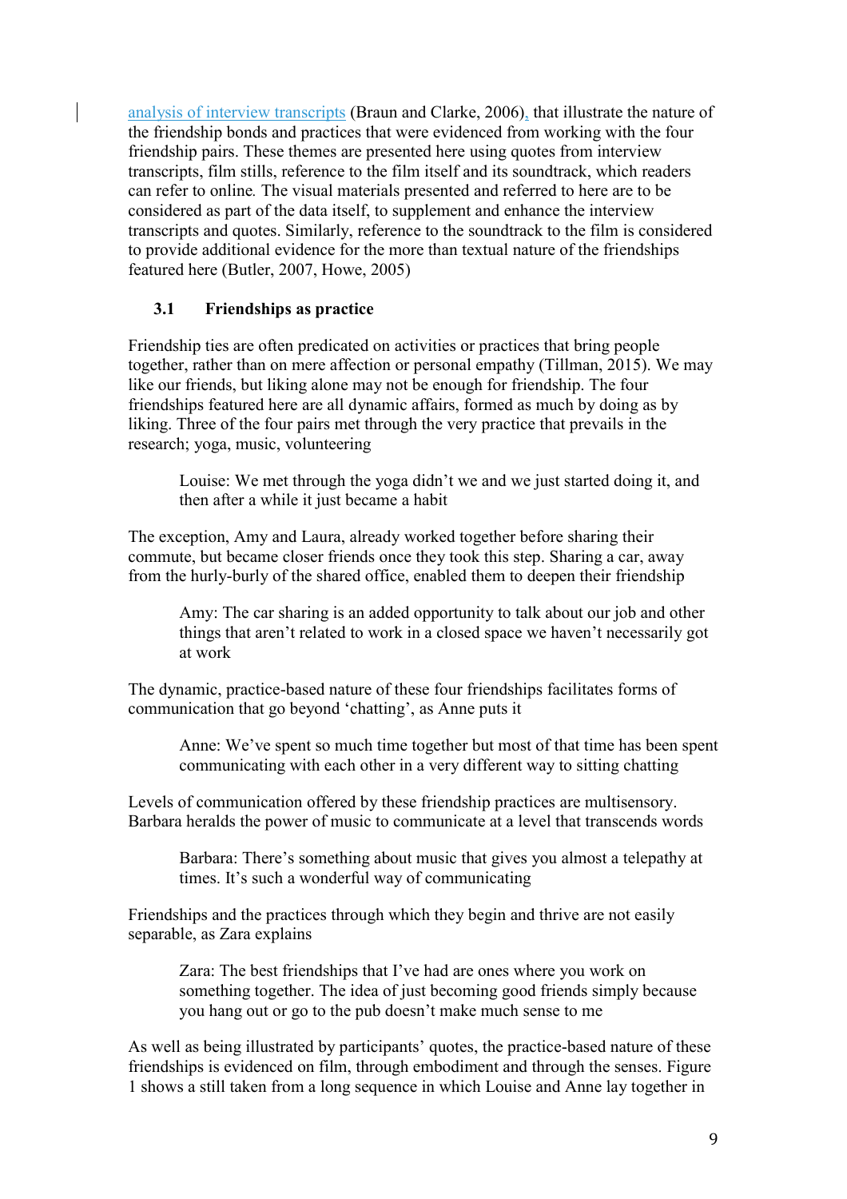analysis of interview transcripts (Braun and Clarke, 2006), that illustrate the nature of the friendship bonds and practices that were evidenced from working with the four friendship pairs. These themes are presented here using quotes from interview transcripts, film stills, reference to the film itself and its soundtrack, which readers can refer to online. The visual materials presented and referred to here are to be considered as part of the data itself, to supplement and enhance the interview transcripts and quotes. Similarly, reference to the soundtrack to the film is considered to provide additional evidence for the more than textual nature of the friendships featured here (Butler, 2007, Howe, 2005)

### 3.1 Friendships as practice

Friendship ties are often predicated on activities or practices that bring people together, rather than on mere affection or personal empathy (Tillman, 2015). We may like our friends, but liking alone may not be enough for friendship. The four friendships featured here are all dynamic affairs, formed as much by doing as by liking. Three of the four pairs met through the very practice that prevails in the research; yoga, music, volunteering

> Louise: We met through the yoga didn't we and we just started doing it, and then after a while it just became a habit

The exception, Amy and Laura, already worked together before sharing their commute, but became closer friends once they took this step. Sharing a car, away from the hurly-burly of the shared office, enabled them to deepen their friendship

> Amy: The car sharing is an added opportunity to talk about our job and other things that aren't related to work in a closed space we haven't necessarily got at work

The dynamic, practice-based nature of these four friendships facilitates forms of communication that go beyond 'chatting', as Anne puts it

> Anne: We've spent so much time together but most of that time has been spent communicating with each other in a very different way to sitting chatting

Levels of communication offered by these friendship practices are multisensory. Barbara heralds the power of music to communicate at a level that transcends words

> Barbara: There's something about music that gives you almost a telepathy at times. It's such a wonderful way of communicating

Friendships and the practices through which they begin and thrive are not easily separable, as Zara explains

> Zara: The best friendships that I've had are ones where you work on something together. The idea of just becoming good friends simply because you hang out or go to the pub doesn't make much sense to me

As well as being illustrated by participants' quotes, the practice-based nature of these friendships is evidenced on film, through embodiment and through the senses. Figure 1 shows a still taken from a long sequence in which Louise and Anne lay together in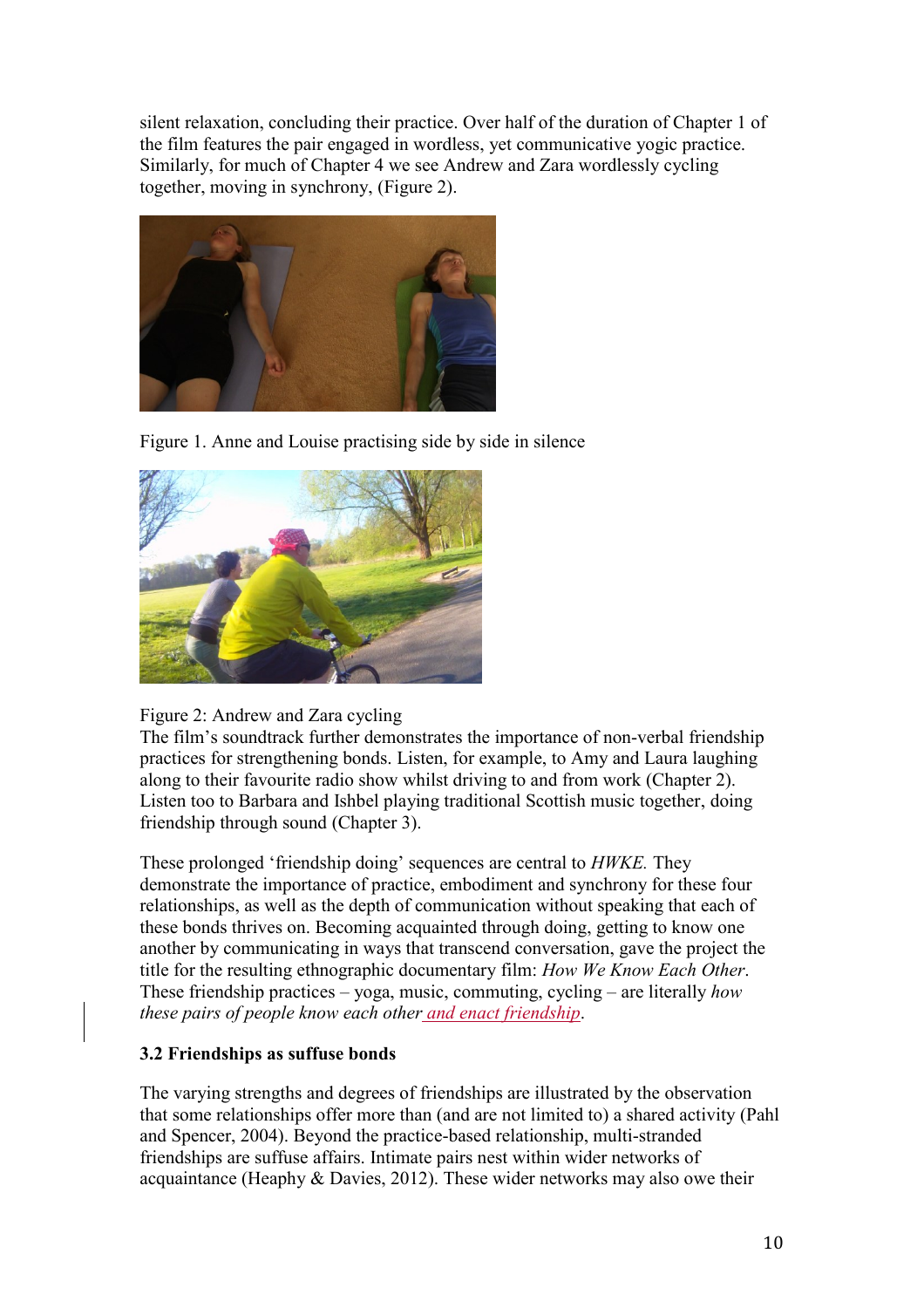silent relaxation, concluding their practice. Over half of the duration of Chapter 1 of the film features the pair engaged in wordless, yet communicative yogic practice. Similarly, for much of Chapter 4 we see Andrew and Zara wordlessly cycling together, moving in synchrony, (Figure 2).

Figure 1. Anne and Louise practising side by side in silence

Figure 2: Andrew and Zara cycling

The film's soundtrack further demonstrates the importance of non-verbal friendship practices for strengthening bonds. Listen, for example, to Amy and Laura laughing along to their favourite radio show whilst driving to and from work (Chapter 2). Listen too to Barbara and Ishbel playing traditional Scottish music together, doing friendship through sound (Chapter 3).

These prolonged 'friendship doing' sequences are central to *HWKE.* They demonstrate the importance of practice, embodiment and synchrony for these four relationships, as well as the depth of communication without speaking that each of these bonds thrives on. Becoming acquainted through doing, getting to know one another by communicating in ways that transcend conversation, gave the project the title for the resulting ethnographic documentary film: *How We Know Each Other*. These friendship practices – yoga, music, commuting, cycling – are literally *how these pairs of people know each other* and enact friendship.

**3.2 Friendships as suffuse bonds**

The varying strengths and degrees of friendships are illustrated by the observation that some relationships offer more than (and are not limited to) a shared activity (Pahl and Spencer, 2004). Beyond the practice-based relationship, multi-stranded friendships are suffuse affairs. Intimate pairs nest within wider networks of acquaintance (Heaphy & Davies, 2012). These wider networks may also owe their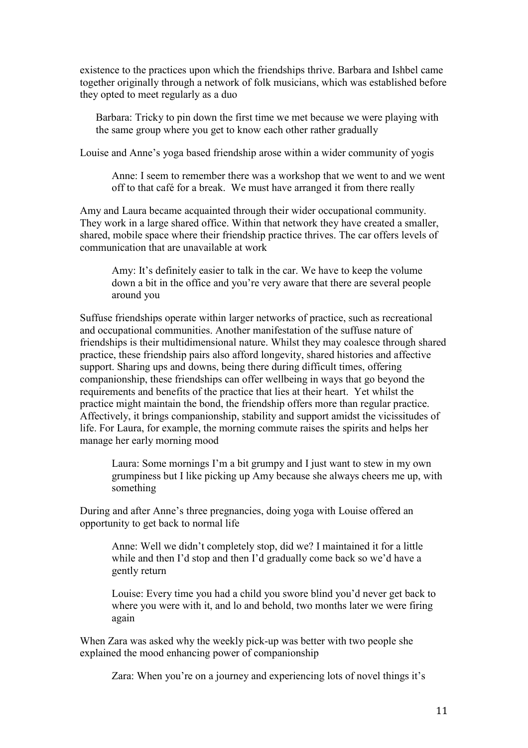existence to the practices upon which the friendships thrive. Barbara and Ishbel came together originally through a network of folk musicians, which was established before they opted to meet regularly as a duo

> Barbara: Tricky to pin down the first time we met because we were playing with the same group where you get to know each other rather gradually

Louise and Anne's yoga based friendship arose within a wider community of yogis

> Anne: I seem to remember there was a workshop that we went to and we went off to that café for a break. We must have arranged it from there really

Amy and Laura became acquainted through their wider occupational community. They work in a large shared office. Within that network they have created a smaller, shared, mobile space where their friendship practice thrives. The car offers levels of communication that are unavailable at work

> Amy: It's definitely easier to talk in the car. We have to keep the volume down a bit in the office and you're very aware that there are several people around you

Suffuse friendships operate within larger networks of practice, such as recreational and occupational communities. Another manifestation of the suffuse nature of friendships is their multidimensional nature. Whilst they may coalesce through shared practice, these friendship pairs also afford longevity, shared histories and affective support. Sharing ups and downs, being there during difficult times, offering companionship, these friendships can offer wellbeing in ways that go beyond the requirements and benefits of the practice that lies at their heart. Yet whilst the practice might maintain the bond, the friendship offers more than regular practice. Affectively, it brings companionship, stability and support amidst the vicissitudes of life. For Laura, for example, the morning commute raises the spirits and helps her manage her early morning mood

> Laura: Some mornings I'm a bit grumpy and I just want to stew in my own grumpiness but I like picking up Amy because she always cheers me up, with something

During and after Anne's three pregnancies, doing yoga with Louise offered an opportunity to get back to normal life

> Anne: Well we didn't completely stop, did we? I maintained it for a little while and then I'd stop and then I'd gradually come back so we'd have a gently return

> Louise: Every time you had a child you swore blind you'd never get back to where you were with it, and lo and behold, two months later we were firing again

When Zara was asked why the weekly pick-up was better with two people she explained the mood enhancing power of companionship

> Zara: When you're on a journey and experiencing lots of novel things it's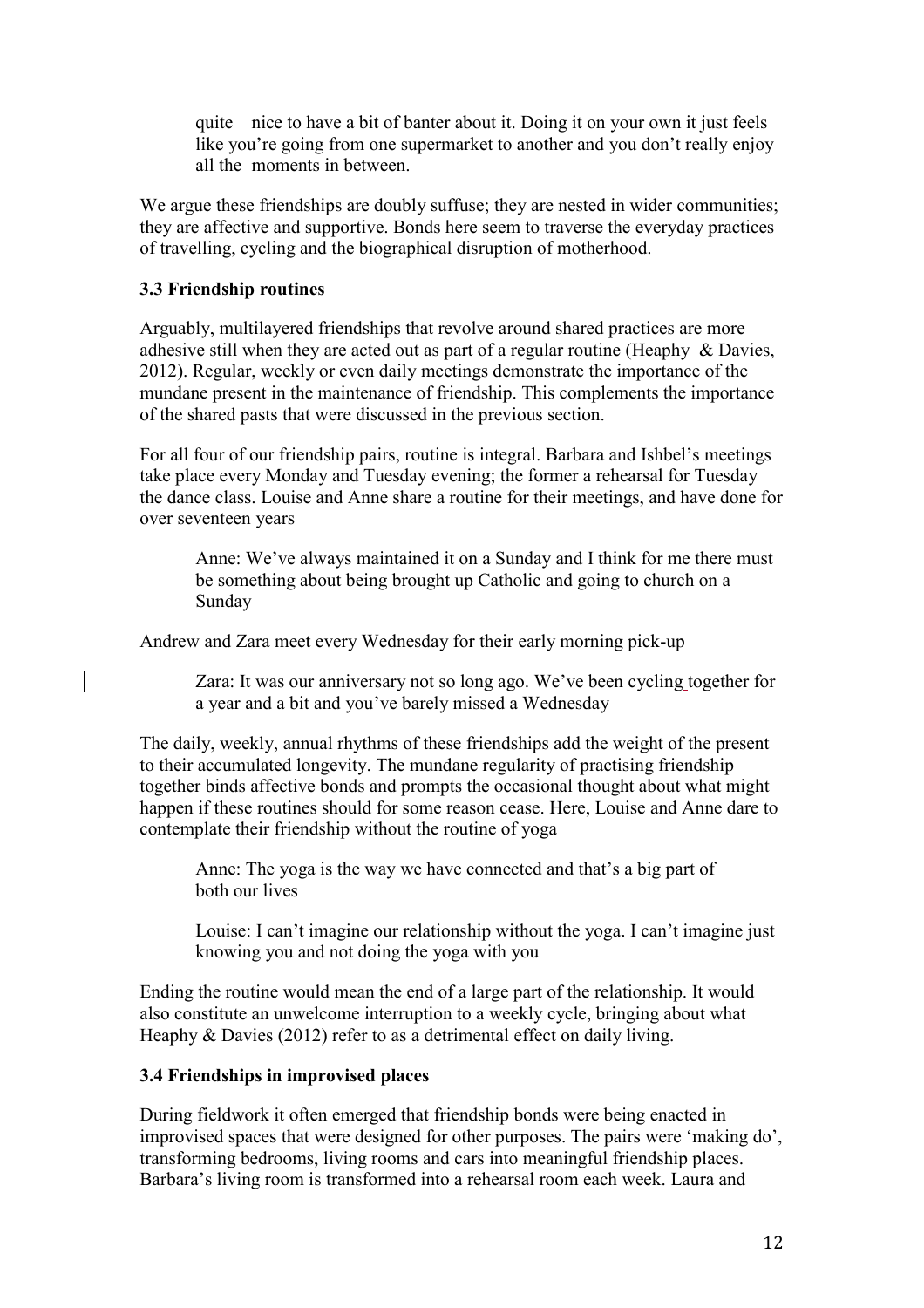> quite nice to have a bit of banter about it. Doing it on your own it just feels like you're going from one supermarket to another and you don't really enjoy all the moments in between.

We argue these friendships are doubly suffuse; they are nested in wider communities; they are affective and supportive. Bonds here seem to traverse the everyday practices of travelling, cycling and the biographical disruption of motherhood.

### 3.3 Friendship routines

Arguably, multilayered friendships that revolve around shared practices are more adhesive still when they are acted out as part of a regular routine (Heaphy & Davies, 2012). Regular, weekly or even daily meetings demonstrate the importance of the mundane present in the maintenance of friendship. This complements the importance of the shared pasts that were discussed in the previous section.

For all four of our friendship pairs, routine is integral. Barbara and Ishbel's meetings take place every Monday and Tuesday evening; the former a rehearsal for Tuesday the dance class. Louise and Anne share a routine for their meetings, and have done for over seventeen years

> Anne: We've always maintained it on a Sunday and I think for me there must be something about being brought up Catholic and going to church on a Sunday

Andrew and Zara meet every Wednesday for their early morning pick-up

> Zara: It was our anniversary not so long ago. We've been cycling together for a year and a bit and you've barely missed a Wednesday

The daily, weekly, annual rhythms of these friendships add the weight of the present to their accumulated longevity. The mundane regularity of practising friendship together binds affective bonds and prompts the occasional thought about what might happen if these routines should for some reason cease. Here, Louise and Anne dare to contemplate their friendship without the routine of yoga

> Anne: The yoga is the way we have connected and that's a big part of both our lives
>
> Louise: I can't imagine our relationship without the yoga. I can't imagine just knowing you and not doing the yoga with you

Ending the routine would mean the end of a large part of the relationship. It would also constitute an unwelcome interruption to a weekly cycle, bringing about what Heaphy & Davies (2012) refer to as a detrimental effect on daily living.

### 3.4 Friendships in improvised places

During fieldwork it often emerged that friendship bonds were being enacted in improvised spaces that were designed for other purposes. The pairs were 'making do', transforming bedrooms, living rooms and cars into meaningful friendship places. Barbara's living room is transformed into a rehearsal room each week. Laura and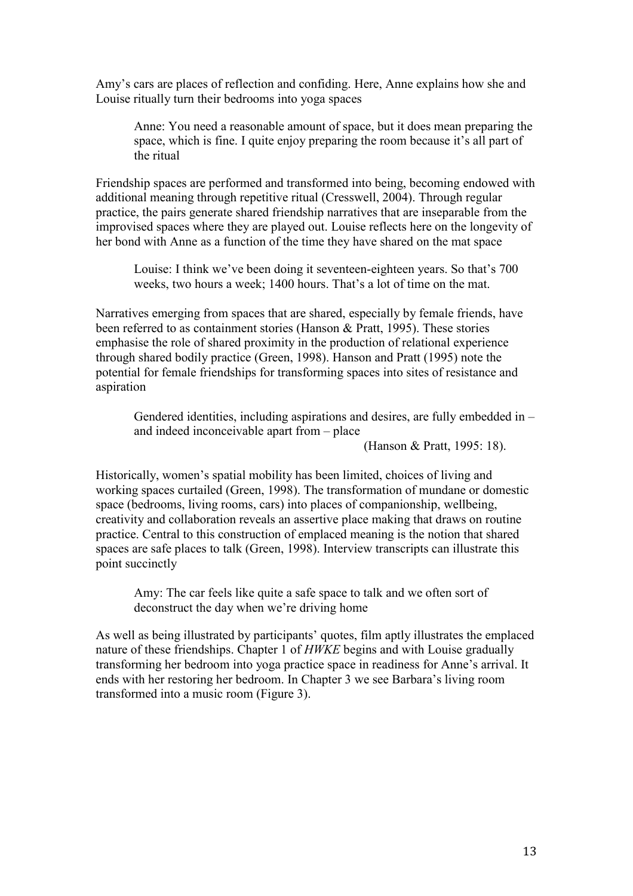Amy's cars are places of reflection and confiding. Here, Anne explains how she and Louise ritually turn their bedrooms into yoga spaces

> Anne: You need a reasonable amount of space, but it does mean preparing the space, which is fine. I quite enjoy preparing the room because it's all part of the ritual

Friendship spaces are performed and transformed into being, becoming endowed with additional meaning through repetitive ritual (Cresswell, 2004). Through regular practice, the pairs generate shared friendship narratives that are inseparable from the improvised spaces where they are played out. Louise reflects here on the longevity of her bond with Anne as a function of the time they have shared on the mat space

> Louise: I think we've been doing it seventeen-eighteen years. So that's 700 weeks, two hours a week; 1400 hours. That's a lot of time on the mat.

Narratives emerging from spaces that are shared, especially by female friends, have been referred to as containment stories (Hanson & Pratt, 1995). These stories emphasise the role of shared proximity in the production of relational experience through shared bodily practice (Green, 1998). Hanson and Pratt (1995) note the potential for female friendships for transforming spaces into sites of resistance and aspiration

> Gendered identities, including aspirations and desires, are fully embedded in – and indeed inconceivable apart from – place
>
> (Hanson & Pratt, 1995: 18).

Historically, women's spatial mobility has been limited, choices of living and working spaces curtailed (Green, 1998). The transformation of mundane or domestic space (bedrooms, living rooms, cars) into places of companionship, wellbeing, creativity and collaboration reveals an assertive place making that draws on routine practice. Central to this construction of emplaced meaning is the notion that shared spaces are safe places to talk (Green, 1998). Interview transcripts can illustrate this point succinctly

> Amy: The car feels like quite a safe space to talk and we often sort of deconstruct the day when we're driving home

As well as being illustrated by participants' quotes, film aptly illustrates the emplaced nature of these friendships. Chapter 1 of *HWKE* begins and with Louise gradually transforming her bedroom into yoga practice space in readiness for Anne's arrival. It ends with her restoring her bedroom. In Chapter 3 we see Barbara's living room transformed into a music room (Figure 3).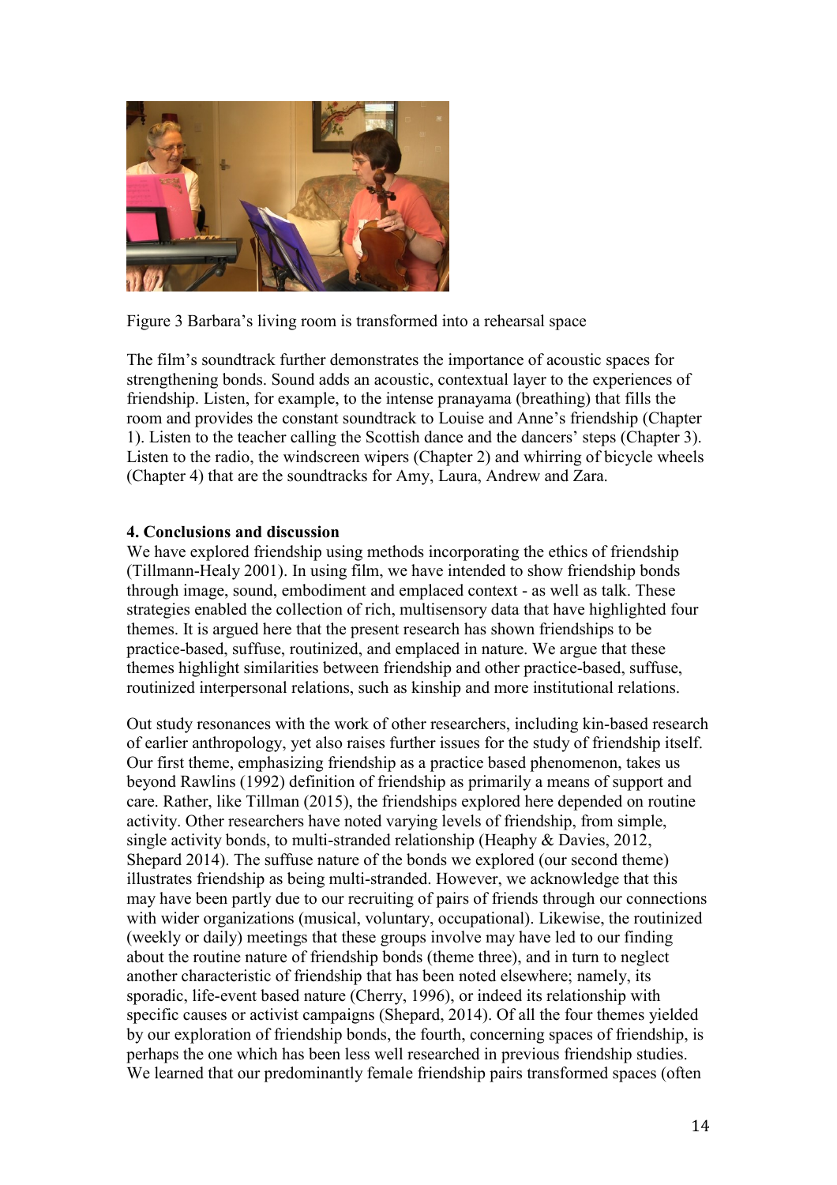Figure 3 Barbara's living room is transformed into a rehearsal space

The film's soundtrack further demonstrates the importance of acoustic spaces for strengthening bonds. Sound adds an acoustic, contextual layer to the experiences of friendship. Listen, for example, to the intense pranayama (breathing) that fills the room and provides the constant soundtrack to Louise and Anne's friendship (Chapter 1). Listen to the teacher calling the Scottish dance and the dancers' steps (Chapter 3). Listen to the radio, the windscreen wipers (Chapter 2) and whirring of bicycle wheels (Chapter 4) that are the soundtracks for Amy, Laura, Andrew and Zara.

## 4. Conclusions and discussion

We have explored friendship using methods incorporating the ethics of friendship (Tillmann-Healy 2001). In using film, we have intended to show friendship bonds through image, sound, embodiment and emplaced context - as well as talk. These strategies enabled the collection of rich, multisensory data that have highlighted four themes. It is argued here that the present research has shown friendships to be practice-based, suffuse, routinized, and emplaced in nature. We argue that these themes highlight similarities between friendship and other practice-based, suffuse, routinized interpersonal relations, such as kinship and more institutional relations.

Out study resonances with the work of other researchers, including kin-based research of earlier anthropology, yet also raises further issues for the study of friendship itself. Our first theme, emphasizing friendship as a practice based phenomenon, takes us beyond Rawlins (1992) definition of friendship as primarily a means of support and care. Rather, like Tillman (2015), the friendships explored here depended on routine activity. Other researchers have noted varying levels of friendship, from simple, single activity bonds, to multi-stranded relationship (Heaphy & Davies, 2012, Shepard 2014). The suffuse nature of the bonds we explored (our second theme) illustrates friendship as being multi-stranded. However, we acknowledge that this may have been partly due to our recruiting of pairs of friends through our connections with wider organizations (musical, voluntary, occupational). Likewise, the routinized (weekly or daily) meetings that these groups involve may have led to our finding about the routine nature of friendship bonds (theme three), and in turn to neglect another characteristic of friendship that has been noted elsewhere; namely, its sporadic, life-event based nature (Cherry, 1996), or indeed its relationship with specific causes or activist campaigns (Shepard, 2014). Of all the four themes yielded by our exploration of friendship bonds, the fourth, concerning spaces of friendship, is perhaps the one which has been less well researched in previous friendship studies. We learned that our predominantly female friendship pairs transformed spaces (often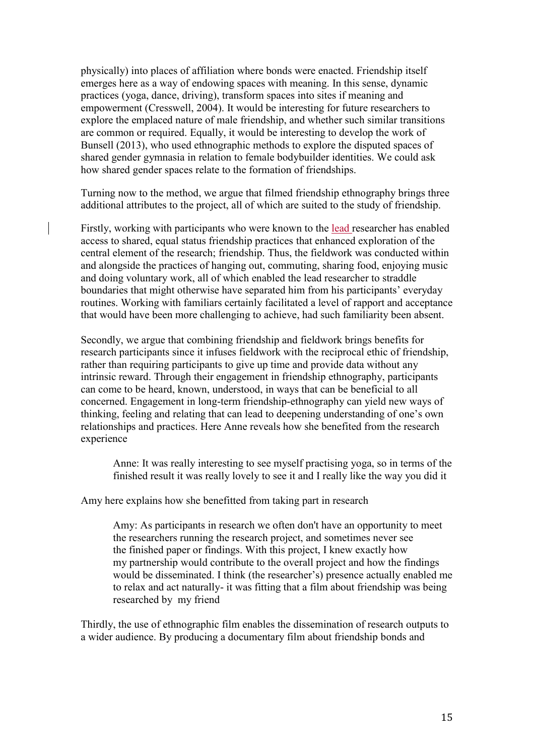physically) into places of affiliation where bonds were enacted. Friendship itself emerges here as a way of endowing spaces with meaning. In this sense, dynamic practices (yoga, dance, driving), transform spaces into sites if meaning and empowerment (Cresswell, 2004). It would be interesting for future researchers to explore the emplaced nature of male friendship, and whether such similar transitions are common or required. Equally, it would be interesting to develop the work of Bunsell (2013), who used ethnographic methods to explore the disputed spaces of shared gender gymnasia in relation to female bodybuilder identities. We could ask how shared gender spaces relate to the formation of friendships.

Turning now to the method, we argue that filmed friendship ethnography brings three additional attributes to the project, all of which are suited to the study of friendship.

Firstly, working with participants who were known to the lead researcher has enabled access to shared, equal status friendship practices that enhanced exploration of the central element of the research; friendship. Thus, the fieldwork was conducted within and alongside the practices of hanging out, commuting, sharing food, enjoying music and doing voluntary work, all of which enabled the lead researcher to straddle boundaries that might otherwise have separated him from his participants' everyday routines. Working with familiars certainly facilitated a level of rapport and acceptance that would have been more challenging to achieve, had such familiarity been absent.

Secondly, we argue that combining friendship and fieldwork brings benefits for research participants since it infuses fieldwork with the reciprocal ethic of friendship, rather than requiring participants to give up time and provide data without any intrinsic reward. Through their engagement in friendship ethnography, participants can come to be heard, known, understood, in ways that can be beneficial to all concerned. Engagement in long-term friendship-ethnography can yield new ways of thinking, feeling and relating that can lead to deepening understanding of one's own relationships and practices. Here Anne reveals how she benefited from the research experience

> Anne: It was really interesting to see myself practising yoga, so in terms of the finished result it was really lovely to see it and I really like the way you did it

Amy here explains how she benefitted from taking part in research

> Amy: As participants in research we often don't have an opportunity to meet the researchers running the research project, and sometimes never see the finished paper or findings. With this project, I knew exactly how my partnership would contribute to the overall project and how the findings would be disseminated. I think (the researcher's) presence actually enabled me to relax and act naturally- it was fitting that a film about friendship was being researched by my friend

Thirdly, the use of ethnographic film enables the dissemination of research outputs to a wider audience. By producing a documentary film about friendship bonds and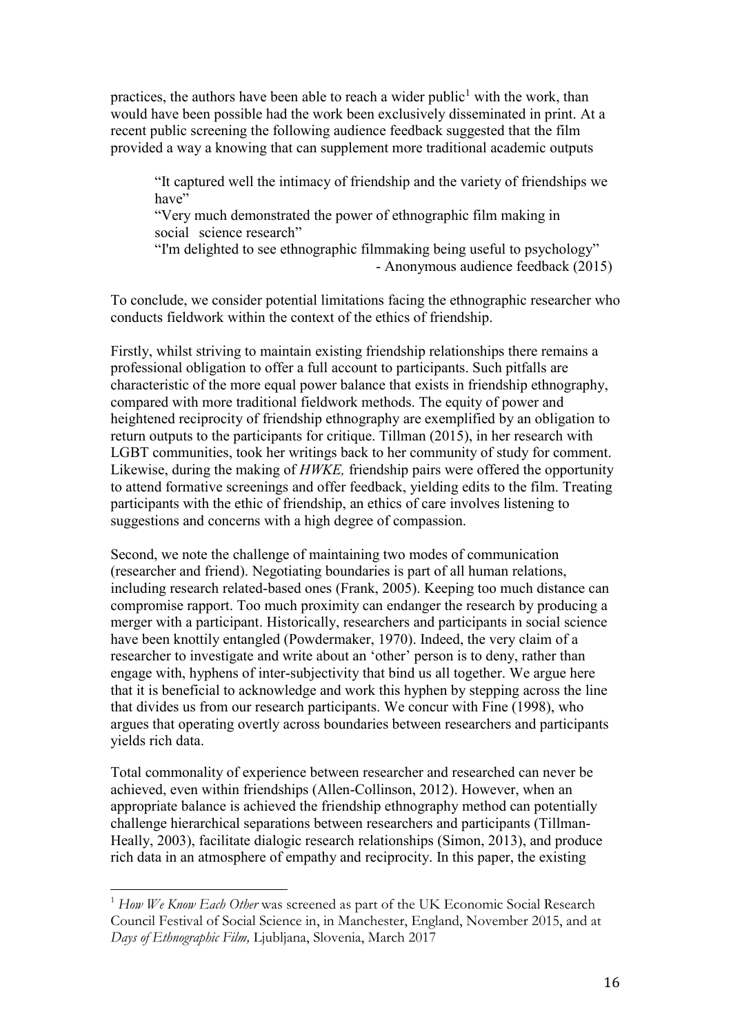practices, the authors have been able to reach a wider public[1] with the work, than would have been possible had the work been exclusively disseminated in print. At a recent public screening the following audience feedback suggested that the film provided a way a knowing that can supplement more traditional academic outputs

> "It captured well the intimacy of friendship and the variety of friendships we have"
> "Very much demonstrated the power of ethnographic film making in social science research"
> "I'm delighted to see ethnographic filmmaking being useful to psychology"
> - Anonymous audience feedback (2015)

To conclude, we consider potential limitations facing the ethnographic researcher who conducts fieldwork within the context of the ethics of friendship.

Firstly, whilst striving to maintain existing friendship relationships there remains a professional obligation to offer a full account to participants. Such pitfalls are characteristic of the more equal power balance that exists in friendship ethnography, compared with more traditional fieldwork methods. The equity of power and heightened reciprocity of friendship ethnography are exemplified by an obligation to return outputs to the participants for critique. Tillman (2015), in her research with LGBT communities, took her writings back to her community of study for comment. Likewise, during the making of *HWKE,* friendship pairs were offered the opportunity to attend formative screenings and offer feedback, yielding edits to the film. Treating participants with the ethic of friendship, an ethics of care involves listening to suggestions and concerns with a high degree of compassion.

Second, we note the challenge of maintaining two modes of communication (researcher and friend). Negotiating boundaries is part of all human relations, including research related-based ones (Frank, 2005). Keeping too much distance can compromise rapport. Too much proximity can endanger the research by producing a merger with a participant. Historically, researchers and participants in social science have been knottily entangled (Powdermaker, 1970). Indeed, the very claim of a researcher to investigate and write about an 'other' person is to deny, rather than engage with, hyphens of inter-subjectivity that bind us all together. We argue here that it is beneficial to acknowledge and work this hyphen by stepping across the line that divides us from our research participants. We concur with Fine (1998), who argues that operating overtly across boundaries between researchers and participants yields rich data.

Total commonality of experience between researcher and researched can never be achieved, even within friendships (Allen-Collinson, 2012). However, when an appropriate balance is achieved the friendship ethnography method can potentially challenge hierarchical separations between researchers and participants (Tillman-Healy, 2003), facilitate dialogic research relationships (Simon, 2013), and produce rich data in an atmosphere of empathy and reciprocity. In this paper, the existing

---

[1] *How We Know Each Other* was screened as part of the UK Economic Social Research Council Festival of Social Science in, in Manchester, England, November 2015, and at *Days of Ethnographic Film,* Ljubljana, Slovenia, March 2017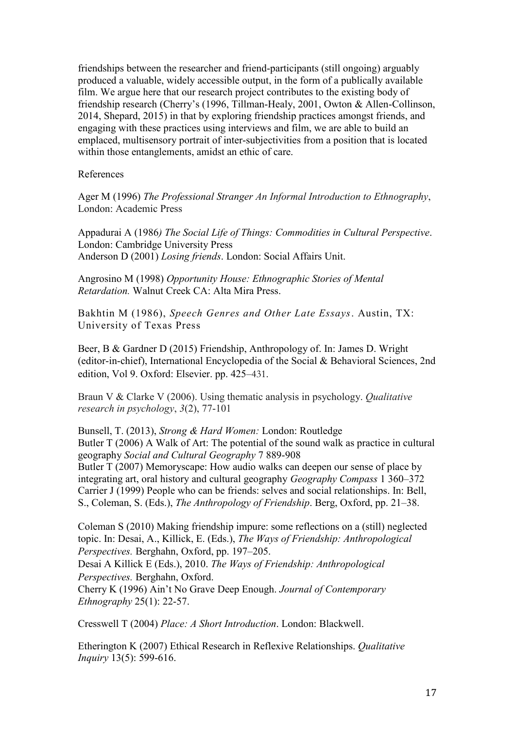friendships between the researcher and friend-participants (still ongoing) arguably produced a valuable, widely accessible output, in the form of a publically available film. We argue here that our research project contributes to the existing body of friendship research (Cherry's (1996, Tillman-Healy, 2001, Owton & Allen-Collinson, 2014, Shepard, 2015) in that by exploring friendship practices amongst friends, and engaging with these practices using interviews and film, we are able to build an emplaced, multisensory portrait of inter-subjectivities from a position that is located within those entanglements, amidst an ethic of care.

References

Ager M (1996) *The Professional Stranger An Informal Introduction to Ethnography*, London: Academic Press

Appadurai A (1986*) The Social Life of Things: Commodities in Cultural Perspective*. London: Cambridge University Press
Anderson D (2001) *Losing friends*. London: Social Affairs Unit.

Angrosino M (1998) *Opportunity House: Ethnographic Stories of Mental Retardation.* Walnut Creek CA: Alta Mira Press.

Bakhtin M (1986), *Speech Genres and Other Late Essays*. Austin, TX: University of Texas Press

Beer, B & Gardner D (2015) Friendship, Anthropology of. In: James D. Wright (editor-in-chief), International Encyclopedia of the Social & Behavioral Sciences, 2nd edition, Vol 9. Oxford: Elsevier. pp. 425–431.

Braun V & Clarke V (2006). Using thematic analysis in psychology. *Qualitative research in psychology*, *3*(2), 77-101

Bunsell, T. (2013), *Strong & Hard Women:* London: Routledge
Butler T (2006) A Walk of Art: The potential of the sound walk as practice in cultural geography *Social and Cultural Geography* 7 889-908
Butler T (2007) Memoryscape: How audio walks can deepen our sense of place by integrating art, oral history and cultural geography *Geography Compass* 1 360–372
Carrier J (1999) People who can be friends: selves and social relationships. In: Bell, S., Coleman, S. (Eds.), *The Anthropology of Friendship*. Berg, Oxford, pp. 21–38.

Coleman S (2010) Making friendship impure: some reflections on a (still) neglected topic. In: Desai, A., Killick, E. (Eds.), *The Ways of Friendship: Anthropological Perspectives.* Berghahn, Oxford, pp. 197–205.
Desai A Killick E (Eds.), 2010. *The Ways of Friendship: Anthropological Perspectives.* Berghahn, Oxford.
Cherry K (1996) Ain't No Grave Deep Enough. *Journal of Contemporary Ethnography* 25(1): 22-57.

Cresswell T (2004) *Place: A Short Introduction*. London: Blackwell.

Etherington K (2007) Ethical Research in Reflexive Relationships. *Qualitative Inquiry* 13(5): 599-616.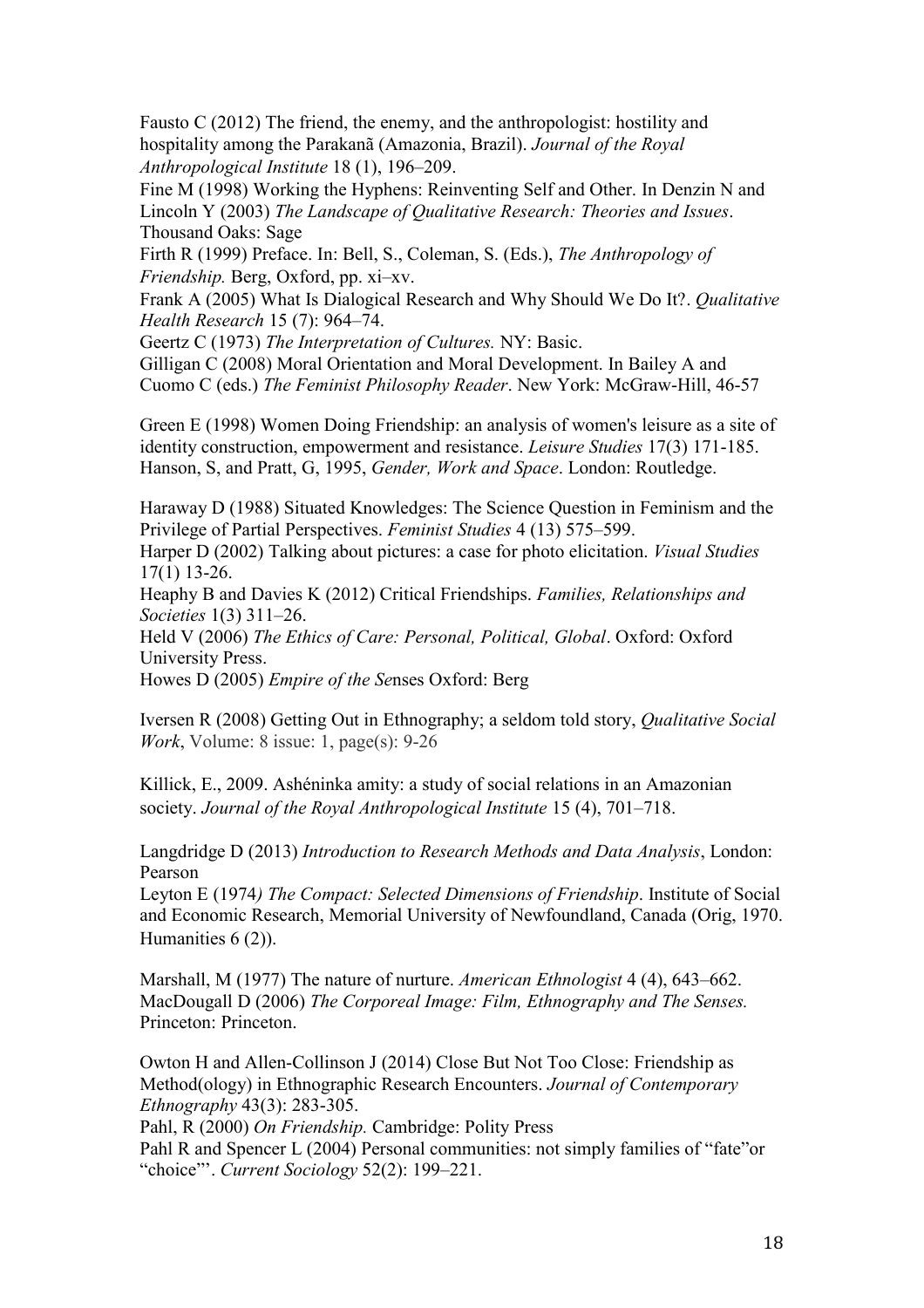Fausto C (2012) The friend, the enemy, and the anthropologist: hostility and hospitality among the Parakanã (Amazonia, Brazil). *Journal of the Royal Anthropological Institute* 18 (1), 196–209.

Fine M (1998) Working the Hyphens: Reinventing Self and Other. In Denzin N and Lincoln Y (2003) *The Landscape of Qualitative Research: Theories and Issues*. Thousand Oaks: Sage

Firth R (1999) Preface. In: Bell, S., Coleman, S. (Eds.), *The Anthropology of Friendship.* Berg, Oxford, pp. xi–xv.

Frank A (2005) What Is Dialogical Research and Why Should We Do It?. *Qualitative Health Research* 15 (7): 964–74.

Geertz C (1973) *The Interpretation of Cultures.* NY: Basic.

Gilligan C (2008) Moral Orientation and Moral Development. In Bailey A and Cuomo C (eds.) *The Feminist Philosophy Reader*. New York: McGraw-Hill, 46-57

Green E (1998) Women Doing Friendship: an analysis of women's leisure as a site of identity construction, empowerment and resistance. *Leisure Studies* 17(3) 171-185.

Hanson, S, and Pratt, G, 1995, *Gender, Work and Space*. London: Routledge.

Haraway D (1988) Situated Knowledges: The Science Question in Feminism and the Privilege of Partial Perspectives. *Feminist Studies* 4 (13) 575–599.

Harper D (2002) Talking about pictures: a case for photo elicitation. *Visual Studies* 17(1) 13-26.

Heaphy B and Davies K (2012) Critical Friendships. *Families, Relationships and Societies* 1(3) 311–26.

Held V (2006) *The Ethics of Care: Personal, Political, Global*. Oxford: Oxford University Press.

Howes D (2005) *Empire of the Senses* Oxford: Berg

Iversen R (2008) Getting Out in Ethnography; a seldom told story, *Qualitative Social Work*, Volume: 8 issue: 1, page(s): 9-26

Killick, E., 2009. Ashéninka amity: a study of social relations in an Amazonian society. *Journal of the Royal Anthropological Institute* 15 (4), 701–718.

Langdridge D (2013) *Introduction to Research Methods and Data Analysis*, London: Pearson

Leyton E (1974*) The Compact: Selected Dimensions of Friendship*. Institute of Social and Economic Research, Memorial University of Newfoundland, Canada (Orig, 1970. Humanities 6 (2)).

Marshall, M (1977) The nature of nurture. *American Ethnologist* 4 (4), 643–662.

MacDougall D (2006) *The Corporeal Image: Film, Ethnography and The Senses.* Princeton: Princeton.

Owton H and Allen-Collinson J (2014) Close But Not Too Close: Friendship as Method(ology) in Ethnographic Research Encounters. *Journal of Contemporary Ethnography* 43(3): 283-305.

Pahl, R (2000) *On Friendship.* Cambridge: Polity Press

Pahl R and Spencer L (2004) Personal communities: not simply families of "fate"or "choice"'. *Current Sociology* 52(2): 199–221.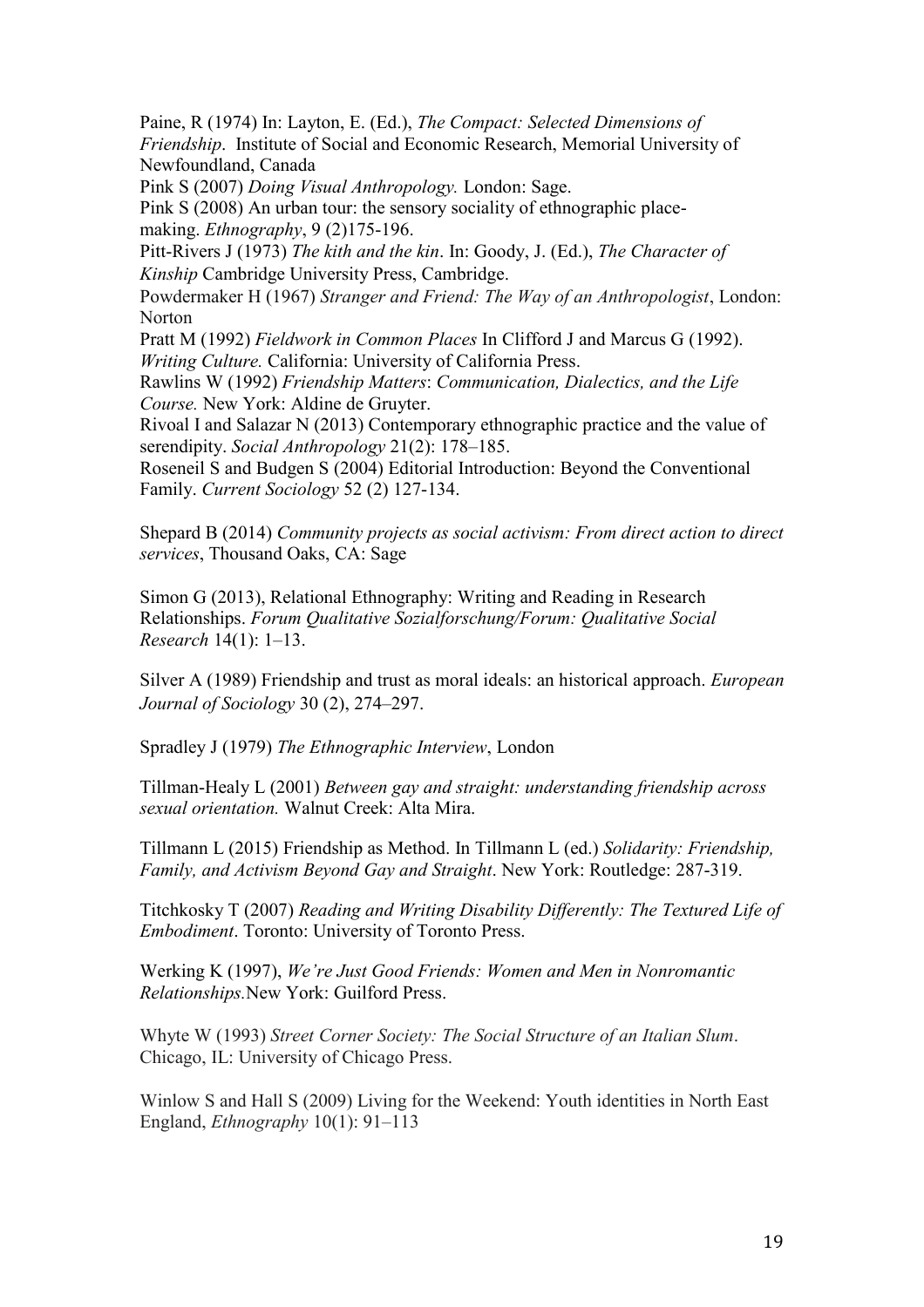Paine, R (1974) In: Layton, E. (Ed.), *The Compact: Selected Dimensions of Friendship*. Institute of Social and Economic Research, Memorial University of Newfoundland, Canada

Pink S (2007) *Doing Visual Anthropology.* London: Sage.

Pink S (2008) An urban tour: the sensory sociality of ethnographic place-making. *Ethnography*, 9 (2)175-196.

Pitt-Rivers J (1973) *The kith and the kin*. In: Goody, J. (Ed.), *The Character of Kinship* Cambridge University Press, Cambridge.

Powdermaker H (1967) *Stranger and Friend: The Way of an Anthropologist*, London: Norton

Pratt M (1992) *Fieldwork in Common Places* In Clifford J and Marcus G (1992). *Writing Culture.* California: University of California Press.

Rawlins W (1992) *Friendship Matters*: *Communication, Dialectics, and the Life Course.* New York: Aldine de Gruyter.

Rivoal I and Salazar N (2013) Contemporary ethnographic practice and the value of serendipity. *Social Anthropology* 21(2): 178–185.

Roseneil S and Budgen S (2004) Editorial Introduction: Beyond the Conventional Family. *Current Sociology* 52 (2) 127-134.

Shepard B (2014) *Community projects as social activism: From direct action to direct services*, Thousand Oaks, CA: Sage

Simon G (2013), Relational Ethnography: Writing and Reading in Research Relationships. *Forum Qualitative Sozialforschung/Forum: Qualitative Social Research* 14(1): 1–13.

Silver A (1989) Friendship and trust as moral ideals: an historical approach. *European Journal of Sociology* 30 (2), 274–297.

Spradley J (1979) *The Ethnographic Interview*, London

Tillman-Healy L (2001) *Between gay and straight: understanding friendship across sexual orientation.* Walnut Creek: Alta Mira.

Tillmann L (2015) Friendship as Method. In Tillmann L (ed.) *Solidarity: Friendship, Family, and Activism Beyond Gay and Straight*. New York: Routledge: 287-319.

Titchkosky T (2007) *Reading and Writing Disability Differently: The Textured Life of Embodiment*. Toronto: University of Toronto Press.

Werking K (1997), *We're Just Good Friends: Women and Men in Nonromantic Relationships.*New York: Guilford Press.

Whyte W (1993) *Street Corner Society: The Social Structure of an Italian Slum*. Chicago, IL: University of Chicago Press.

Winlow S and Hall S (2009) Living for the Weekend: Youth identities in North East England, *Ethnography* 10(1): 91–113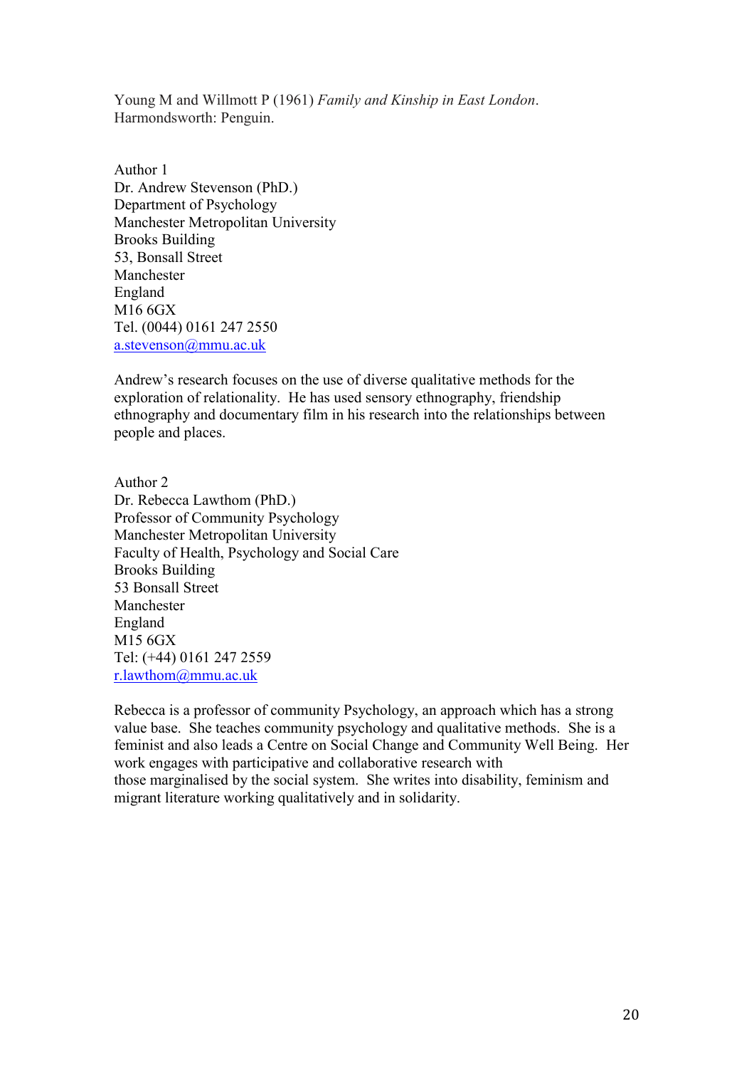Young M and Willmott P (1961) *Family and Kinship in East London*. Harmondsworth: Penguin.

Author 1
Dr. Andrew Stevenson (PhD.)
Department of Psychology
Manchester Metropolitan University
Brooks Building
53, Bonsall Street
Manchester
England
M16 6GX
Tel. (0044) 0161 247 2550
a.stevenson@mmu.ac.uk

Andrew's research focuses on the use of diverse qualitative methods for the exploration of relationality. He has used sensory ethnography, friendship ethnography and documentary film in his research into the relationships between people and places.

Author 2
Dr. Rebecca Lawthom (PhD.)
Professor of Community Psychology
Manchester Metropolitan University
Faculty of Health, Psychology and Social Care
Brooks Building
53 Bonsall Street
Manchester
England
M15 6GX
Tel: (+44) 0161 247 2559
r.lawthom@mmu.ac.uk

Rebecca is a professor of community Psychology, an approach which has a strong value base. She teaches community psychology and qualitative methods. She is a feminist and also leads a Centre on Social Change and Community Well Being. Her work engages with participative and collaborative research with those marginalised by the social system. She writes into disability, feminism and migrant literature working qualitatively and in solidarity.